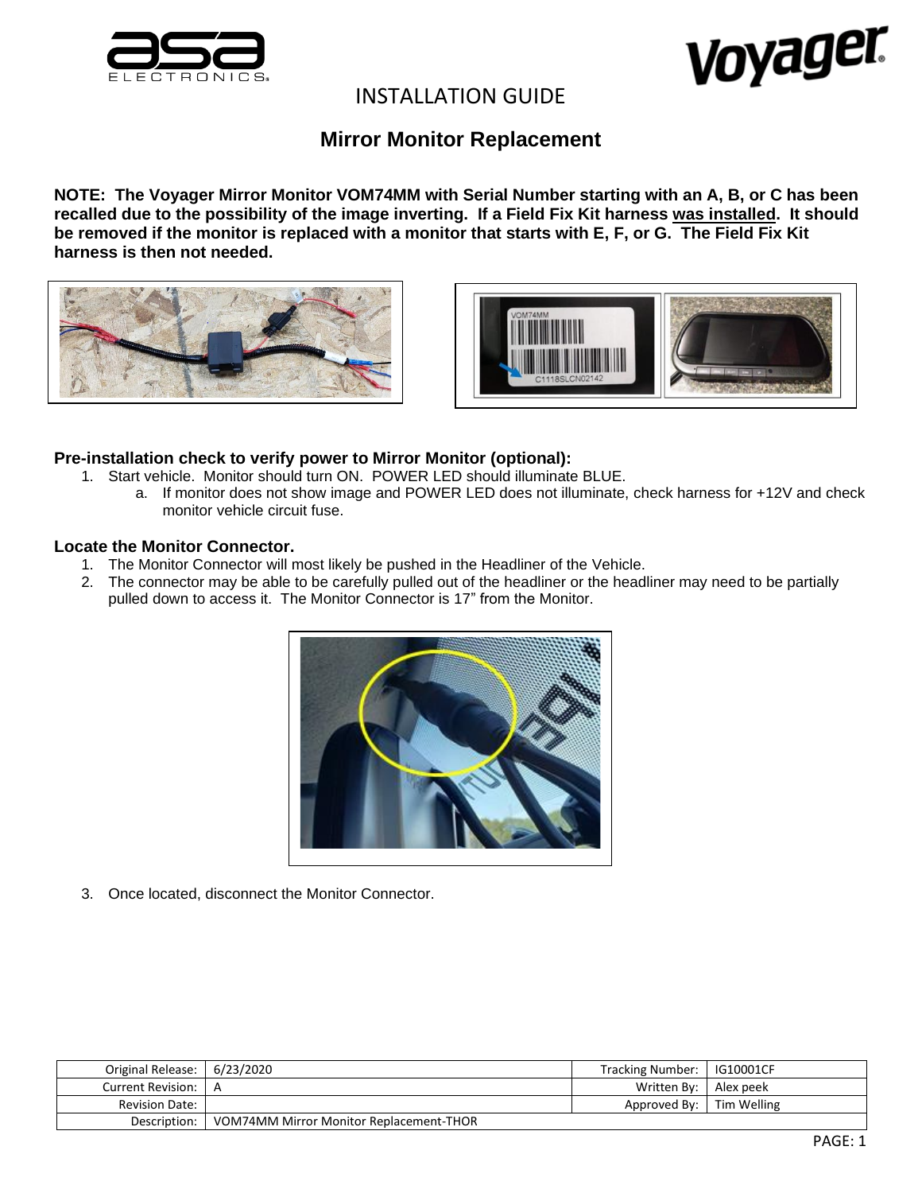INSTALLATION GUIDE

# Mirror Monitor Replacement

**NOTE: The Voyager Mirror Monitor VOM74MM with Serial Number starting with an A, B, or C has been recalled due to the possibility of the image inverting. If a Field Fix Kit harness was installed. It should be removed if the monitor is replaced with a monitor that starts with E, F, or G. The Field Fix Kit harness is then not needed.**

### Pre-installation check to verify power to Mirror Monitor (optional):

1. Start vehicle. Monitor should turn ON. POWER LED should illuminate BLUE.
   a. If monitor does not show image and POWER LED does not illuminate, check harness for +12V and check monitor vehicle circuit fuse.

### Locate the Monitor Connector.

1. The Monitor Connector will most likely be pushed in the Headliner of the Vehicle.
2. The connector may be able to be carefully pulled out of the headliner or the headliner may need to be partially pulled down to access it. The Monitor Connector is 17" from the Monitor.
3. Once located, disconnect the Monitor Connector.

| Original Release: | 6/23/2020 | Tracking Number: | IG10001CF |
|---|---|---|---|
| Current Revision: | A | Written By: | Alex peek |
| Revision Date: | | Approved By: | Tim Welling |
| Description: | VOM74MM Mirror Monitor Replacement-THOR | | |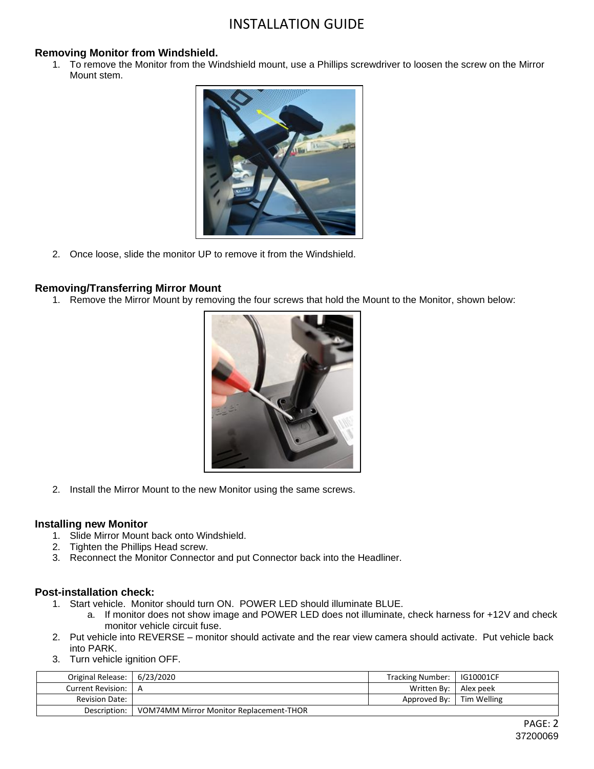# INSTALLATION GUIDE

### Removing Monitor from Windshield.

1. To remove the Monitor from the Windshield mount, use a Phillips screwdriver to loosen the screw on the Mirror Mount stem.
2. Once loose, slide the monitor UP to remove it from the Windshield.

### Removing/Transferring Mirror Mount

1. Remove the Mirror Mount by removing the four screws that hold the Mount to the Monitor, shown below:
2. Install the Mirror Mount to the new Monitor using the same screws.

### Installing new Monitor

1. Slide Mirror Mount back onto Windshield.
2. Tighten the Phillips Head screw.
3. Reconnect the Monitor Connector and put Connector back into the Headliner.

### Post-installation check:

1. Start vehicle. Monitor should turn ON. POWER LED should illuminate BLUE.
   a. If monitor does not show image and POWER LED does not illuminate, check harness for +12V and check monitor vehicle circuit fuse.
2. Put vehicle into REVERSE – monitor should activate and the rear view camera should activate. Put vehicle back into PARK.
3. Turn vehicle ignition OFF.

| | | | |
|---|---|---|---|
| Original Release: | 6/23/2020 | Tracking Number: | IG10001CF |
| Current Revision: | A | Written By: | Alex peek |
| Revision Date: | | Approved By: | Tim Welling |
| Description: | VOM74MM Mirror Monitor Replacement-THOR | | |

37200069